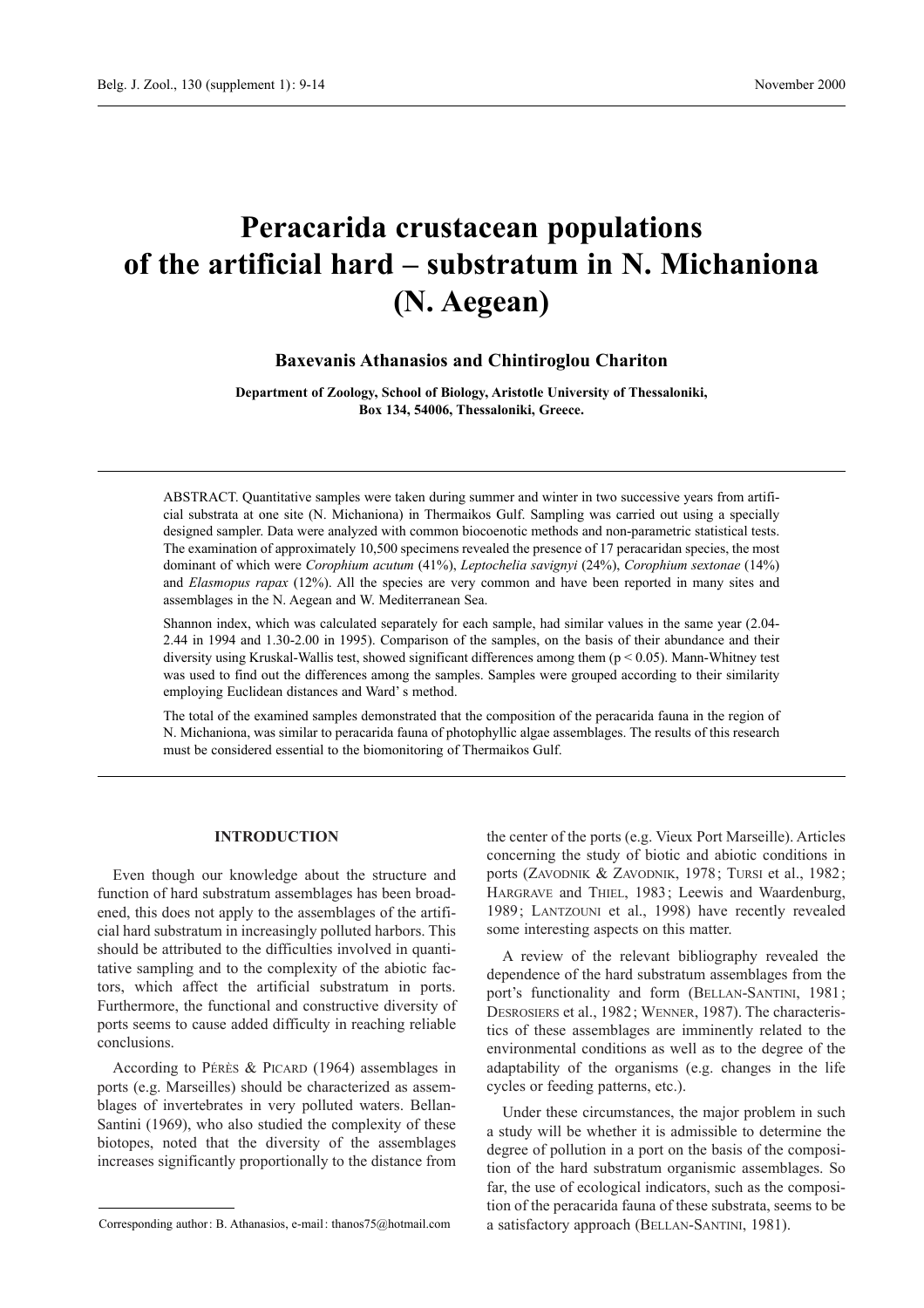# Peracarida crustacean populations of the artificial hard – substratum in N. Michaniona (N. Aegean)

**Baxevanis Athanasios and Chintiroglou Chariton**

**Department of Zoology, School of Biology, Aristotle University of Thessaloniki, Box 134, 54006, Thessaloniki, Greece.**

ABSTRACT. Quantitative samples were taken during summer and winter in two successive years from artificial substrata at one site (N. Michaniona) in Thermaikos Gulf. Sampling was carried out using a specially designed sampler. Data were analyzed with common biocoenotic methods and non-parametric statistical tests. The examination of approximately 10,500 specimens revealed the presence of 17 peracaridan species, the most dominant of which were *Corophium acutum* (41%), *Leptochelia savignyi* (24%), *Corophium sextonae* (14%) and *Elasmopus rapax* (12%). All the species are very common and have been reported in many sites and assemblages in the N. Aegean and W. Mediterranean Sea.

Shannon index, which was calculated separately for each sample, had similar values in the same year (2.04-2.44 in 1994 and 1.30-2.00 in 1995). Comparison of the samples, on the basis of their abundance and their diversity using Kruskal-Wallis test, showed significant differences among them ($p < 0.05$). Mann-Whitney test was used to find out the differences among the samples. Samples were grouped according to their similarity employing Euclidean distances and Ward' s method.

The total of the examined samples demonstrated that the composition of the peracarida fauna in the region of N. Michaniona, was similar to peracarida fauna of photophyllic algae assemblages. The results of this research must be considered essential to the biomonitoring of Thermaikos Gulf.

## INTRODUCTION

Even though our knowledge about the structure and function of hard substratum assemblages has been broadened, this does not apply to the assemblages of the artificial hard substratum in increasingly polluted harbors. This should be attributed to the difficulties involved in quantitative sampling and to the complexity of the abiotic factors, which affect the artificial substratum in ports. Furthermore, the functional and constructive diversity of ports seems to cause added difficulty in reaching reliable conclusions.

According to Pérès & Picard (1964) assemblages in ports (e.g. Marseilles) should be characterized as assemblages of invertebrates in very polluted waters. Bellan-Santini (1969), who also studied the complexity of these biotopes, noted that the diversity of the assemblages increases significantly proportionally to the distance from the center of the ports (e.g. Vieux Port Marseille). Articles concerning the study of biotic and abiotic conditions in ports (Zavodnik & Zavodnik, 1978; Tursi et al., 1982; Hargrave and Thiel, 1983; Leewis and Waardenburg, 1989; Lantzouni et al., 1998) have recently revealed some interesting aspects on this matter.

A review of the relevant bibliography revealed the dependence of the hard substratum assemblages from the port's functionality and form (Bellan-Santini, 1981; Desrosiers et al., 1982; Wenner, 1987). The characteristics of these assemblages are imminently related to the environmental conditions as well as to the degree of the adaptability of the organisms (e.g. changes in the life cycles or feeding patterns, etc.).

Under these circumstances, the major problem in such a study will be whether it is admissible to determine the degree of pollution in a port on the basis of the composition of the hard substratum organismic assemblages. So far, the use of ecological indicators, such as the composition of the peracarida fauna of these substrata, seems to be a satisfactory approach (Bellan-Santini, 1981).

Corresponding author: B. Athanasios, e-mail: thanos75@hotmail.com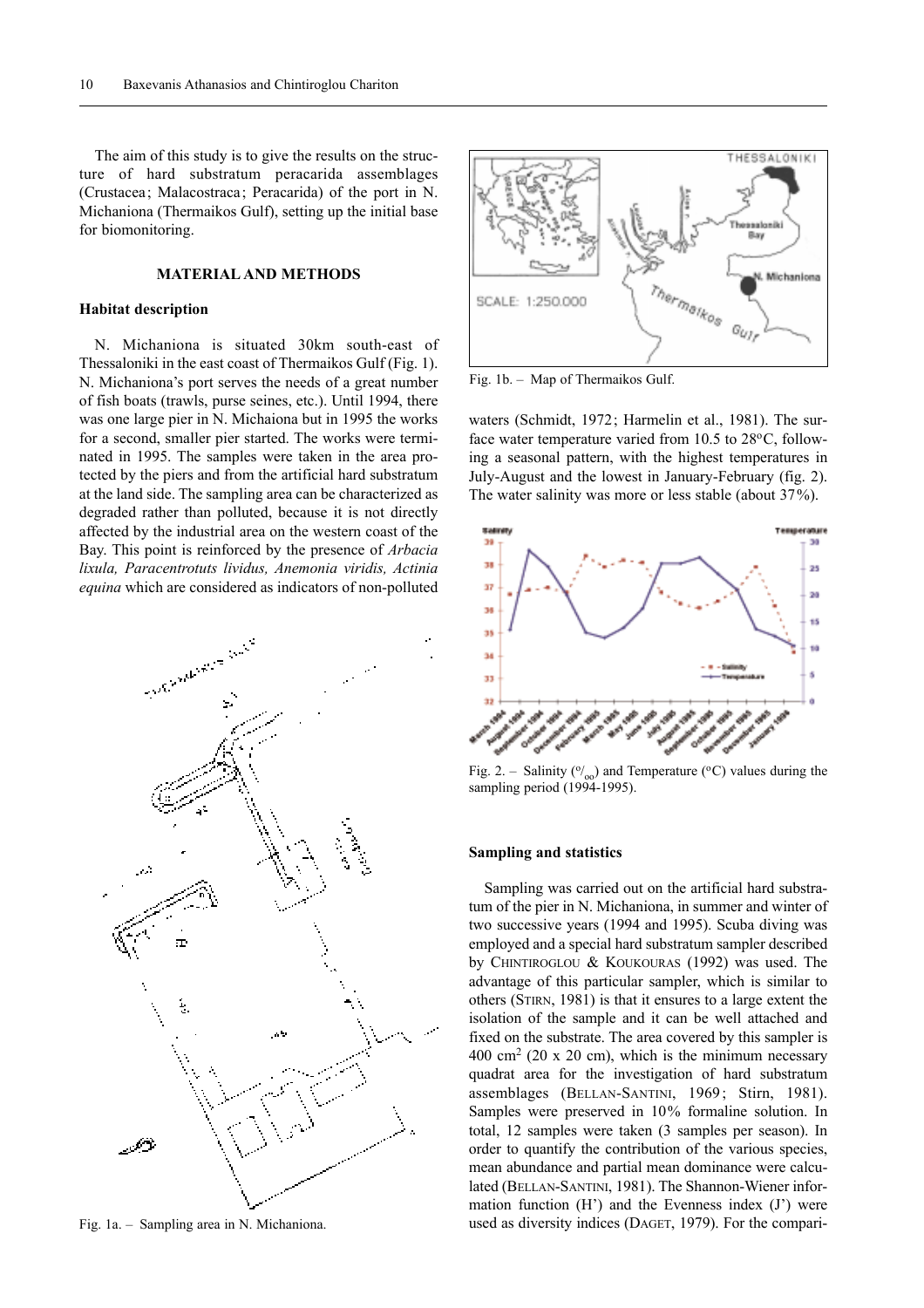The aim of this study is to give the results on the structure of hard substratum peracarida assemblages (Crustacea; Malacostraca; Peracarida) of the port in N. Michaniona (Thermaikos Gulf), setting up the initial base for biomonitoring.

## MATERIAL AND METHODS

### Habitat description

N. Michaniona is situated 30km south-east of Thessaloniki in the east coast of Thermaikos Gulf (Fig. 1). N. Michaniona's port serves the needs of a great number of fish boats (trawls, purse seines, etc.). Until 1994, there was one large pier in N. Michaiona but in 1995 the works for a second, smaller pier started. The works were terminated in 1995. The samples were taken in the area protected by the piers and from the artificial hard substratum at the land side. The sampling area can be characterized as degraded rather than polluted, because it is not directly affected by the industrial area on the western coast of the Bay. This point is reinforced by the presence of *Arbacia lixula, Paracentrotuts lividus, Anemonia viridis, Actinia equina* which are considered as indicators of non-polluted waters (Schmidt, 1972; Harmelin et al., 1981). The surface water temperature varied from 10.5 to 28°C, following a seasonal pattern, with the highest temperatures in July-August and the lowest in January-February (fig. 2). The water salinity was more or less stable (about 37%).

Fig. 1a. – Sampling area in N. Michaniona.

Fig. 1b. – Map of Thermaikos Gulf.

Fig. 2. – Salinity (‰) and Temperature (°C) values during the sampling period (1994-1995).

### Sampling and statistics

Sampling was carried out on the artificial hard substratum of the pier in N. Michaniona, in summer and winter of two successive years (1994 and 1995). Scuba diving was employed and a special hard substratum sampler described by Chintiroglou & Koukouras (1992) was used. The advantage of this particular sampler, which is similar to others (Stirn, 1981) is that it ensures to a large extent the isolation of the sample and it can be well attached and fixed on the substrate. The area covered by this sampler is 400 $cm^2$ (20 x 20 cm), which is the minimum necessary quadrat area for the investigation of hard substratum assemblages (Bellan-Santini, 1969; Stirn, 1981). Samples were preserved in 10% formaline solution. In total, 12 samples were taken (3 samples per season). In order to quantify the contribution of the various species, mean abundance and partial mean dominance were calculated (Bellan-Santini, 1981). The Shannon-Wiener information function (H') and the Evenness index (J') were used as diversity indices (Daget, 1979). For the compari-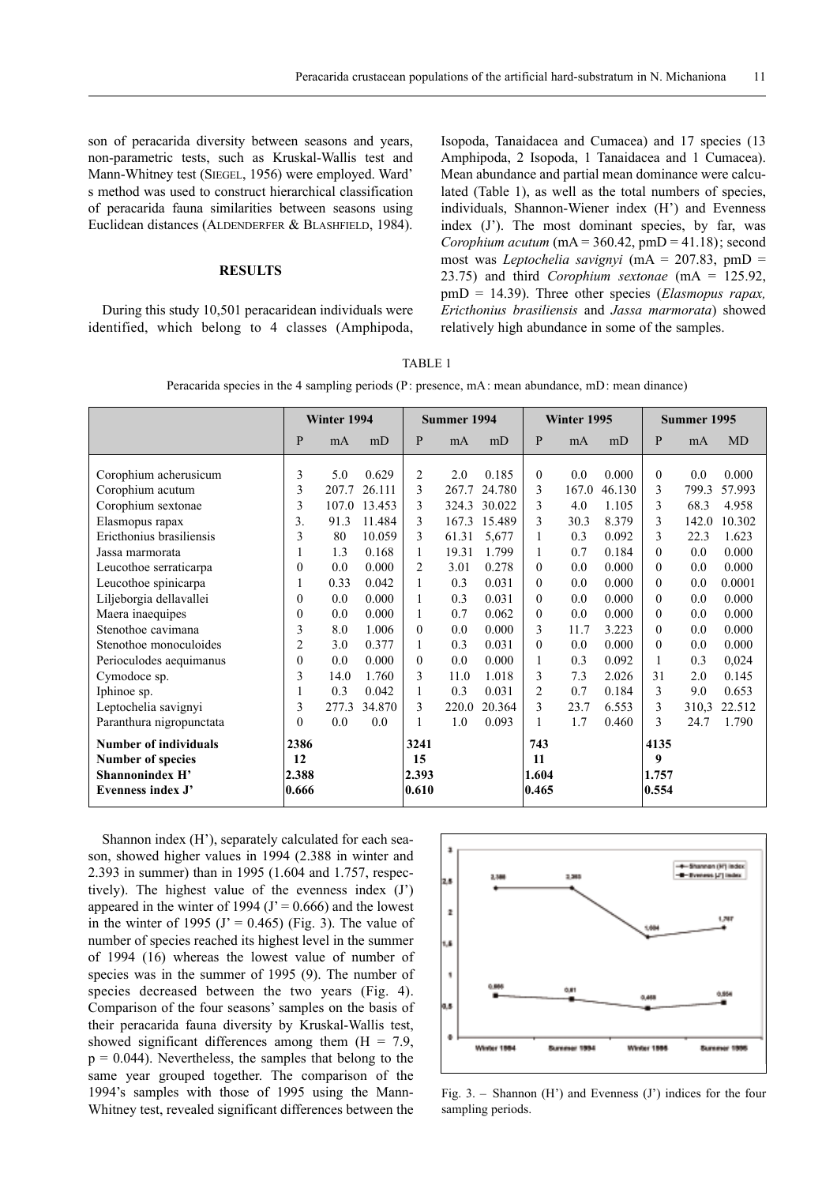son of peracarida diversity between seasons and years, non-parametric tests, such as Kruskal-Wallis test and Mann-Whitney test (SIEGEL, 1956) were employed. Ward' s method was used to construct hierarchical classification of peracarida fauna similarities between seasons using Euclidean distances (ALDENDERFER & BLASHFIELD, 1984).

## RESULTS

During this study 10,501 peracaridean individuals were identified, which belong to 4 classes (Amphipoda, Isopoda, Tanaidacea and Cumacea) and 17 species (13 Amphipoda, 2 Isopoda, 1 Tanaidacea and 1 Cumacea). Mean abundance and partial mean dominance were calculated (Table 1), as well as the total numbers of species, individuals, Shannon-Wiener index (H') and Evenness index (J'). The most dominant species, by far, was *Corophium acutum* (mA = 360.42, pmD = 41.18); second most was *Leptochelia savignyi* (mA = 207.83, pmD = 23.75) and third *Corophium sextonae* (mA = 125.92, pmD = 14.39). Three other species (*Elasmopus rapax, Ericthonius brasiliensis* and *Jassa marmorata*) showed relatively high abundance in some of the samples.

TABLE 1

Peracarida species in the 4 sampling periods (P: presence, mA: mean abundance, mD: mean dinance)

| | Winter 1994 | | | Summer 1994 | | | Winter 1995 | | | Summer 1995 | | |
|---|---|---|---|---|---|---|---|---|---|---|---|---|
| | P | mA | mD | P | mA | mD | P | mA | mD | P | mA | MD |
| Corophium acherusicum | 3 | 5.0 | 0.629 | 2 | 2.0 | 0.185 | 0 | 0.0 | 0.000 | 0 | 0.0 | 0.000 |
| Corophium acutum | 3 | 207.7 | 26.111 | 3 | 267.7 | 24.780 | 3 | 167.0 | 46.130 | 3 | 799.3 | 57.993 |
| Corophium sextonae | 3 | 107.0 | 13.453 | 3 | 324.3 | 30.022 | 3 | 4.0 | 1.105 | 3 | 68.3 | 4.958 |
| Elasmopus rapax | 3. | 91.3 | 11.484 | 3 | 167.3 | 15.489 | 3 | 30.3 | 8.379 | 3 | 142.0 | 10.302 |
| Ericthonius brasiliensis | 3 | 80 | 10.059 | 3 | 61.31 | 5,677 | 1 | 0.3 | 0.092 | 3 | 22.3 | 1.623 |
| Jassa marmorata | 1 | 1.3 | 0.168 | 1 | 19.31 | 1.799 | 1 | 0.7 | 0.184 | 0 | 0.0 | 0.000 |
| Leucothoe serraticarpa | 0 | 0.0 | 0.000 | 2 | 3.01 | 0.278 | 0 | 0.0 | 0.000 | 0 | 0.0 | 0.000 |
| Leucothoe spinicarpa | 1 | 0.33 | 0.042 | 1 | 0.3 | 0.031 | 0 | 0.0 | 0.000 | 0 | 0.0 | 0.0001 |
| Liljeborgia dellavallei | 0 | 0.0 | 0.000 | 1 | 0.3 | 0.031 | 0 | 0.0 | 0.000 | 0 | 0.0 | 0.000 |
| Maera inaequipes | 0 | 0.0 | 0.000 | 1 | 0.7 | 0.062 | 0 | 0.0 | 0.000 | 0 | 0.0 | 0.000 |
| Stenothoe cavimana | 3 | 8.0 | 1.006 | 0 | 0.0 | 0.000 | 3 | 11.7 | 3.223 | 0 | 0.0 | 0.000 |
| Stenothoe monoculoides | 2 | 3.0 | 0.377 | 1 | 0.3 | 0.031 | 0 | 0.0 | 0.000 | 0 | 0.0 | 0.000 |
| Perioculodes aequimanus | 0 | 0.0 | 0.000 | 0 | 0.0 | 0.000 | 1 | 0.3 | 0.092 | 1 | 0.3 | 0,024 |
| Cymodoce sp. | 3 | 14.0 | 1.760 | 3 | 11.0 | 1.018 | 3 | 7.3 | 2.026 | 31 | 2.0 | 0.145 |
| Iphinoe sp. | 1 | 0.3 | 0.042 | 1 | 0.3 | 0.031 | 2 | 0.7 | 0.184 | 3 | 9.0 | 0.653 |
| Leptochelia savignyi | 3 | 277.3 | 34.870 | 3 | 220.0 | 20.364 | 3 | 23.7 | 6.553 | 3 | 310,3 | 22.512 |
| Paranthura nigropunctata | 0 | 0.0 | 0.0 | 1 | 1.0 | 0.093 | 1 | 1.7 | 0.460 | 3 | 24.7 | 1.790 |
| **Number of individuals** | **2386** | | | **3241** | | | **743** | | | **4135** | | |
| **Number of species** | **12** | | | **15** | | | **11** | | | **9** | | |
| **Shannonindex H'** | **2.388** | | | **2.393** | | | **1.604** | | | **1.757** | | |
| **Evenness index J'** | **0.666** | | | **0.610** | | | **0.465** | | | **0.554** | | |

Shannon index (H'), separately calculated for each season, showed higher values in 1994 (2.388 in winter and 2.393 in summer) than in 1995 (1.604 and 1.757, respectively). The highest value of the evenness index (J') appeared in the winter of 1994 (J' = 0.666) and the lowest in the winter of 1995 (J' = 0.465) (Fig. 3). The value of number of species reached its highest level in the summer of 1994 (16) whereas the lowest value of number of species was in the summer of 1995 (9). The number of species decreased between the two years (Fig. 4). Comparison of the four seasons' samples on the basis of their peracarida fauna diversity by Kruskal-Wallis test, showed significant differences among them ($H = 7.9$, $p = 0.044$). Nevertheless, the samples that belong to the same year grouped together. The comparison of the 1994's samples with those of 1995 using the Mann-Whitney test, revealed significant differences between the

Fig. 3. – Shannon (H') and Evenness (J') indices for the four sampling periods.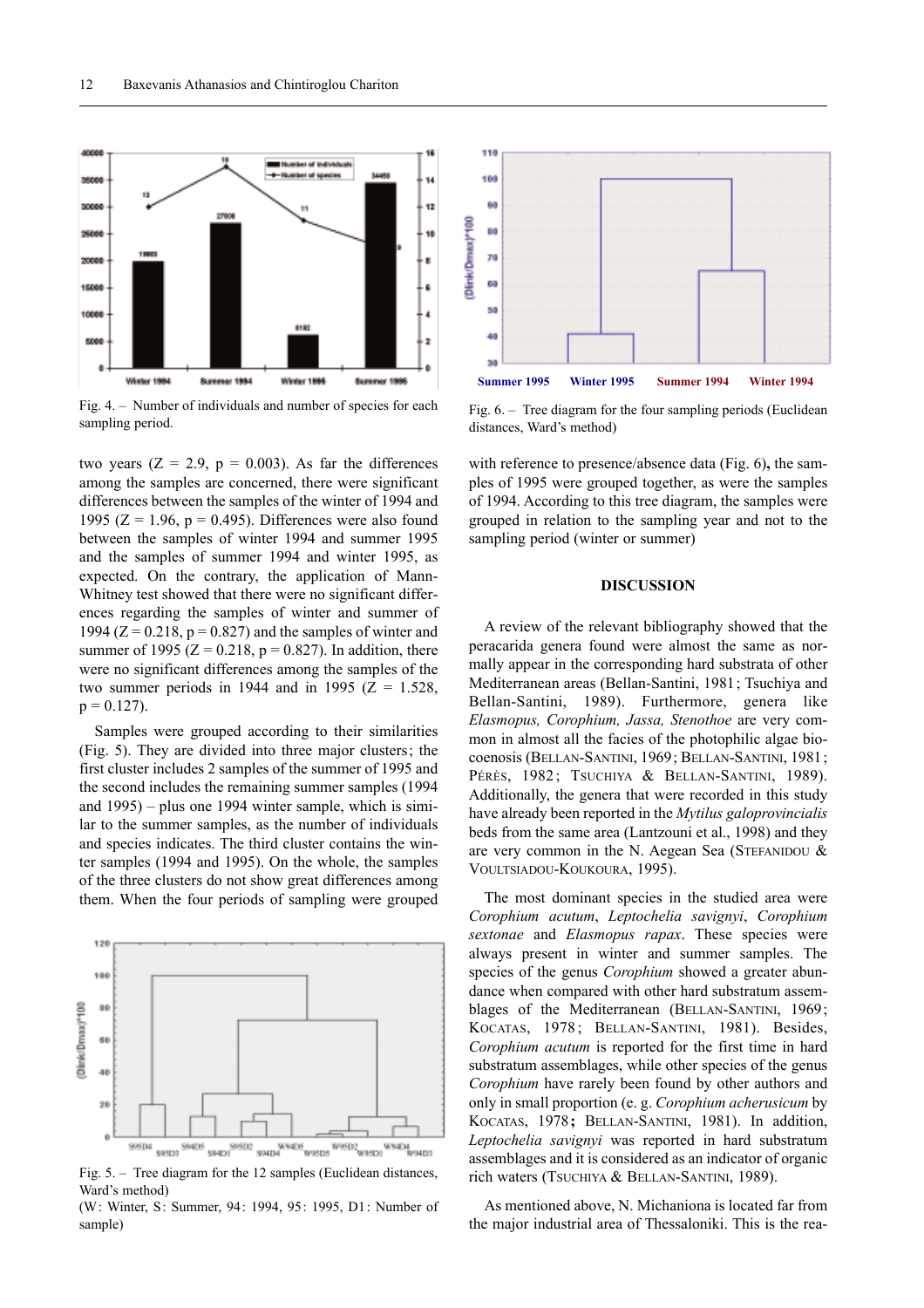Fig. 4. – Number of individuals and number of species for each sampling period.

Fig. 6. – Tree diagram for the four sampling periods (Euclidean distances, Ward's method)

two years (Z = 2.9, p = 0.003). As far the differences among the samples are concerned, there were significant differences between the samples of the winter of 1994 and 1995 (Z = 1.96, p = 0.495). Differences were also found between the samples of winter 1994 and summer 1995 and the samples of summer 1994 and winter 1995, as expected. On the contrary, the application of Mann-Whitney test showed that there were no significant differences regarding the samples of winter and summer of 1994 (Z = 0.218, p = 0.827) and the samples of winter and summer of 1995 (Z = 0.218, p = 0.827). In addition, there were no significant differences among the samples of the two summer periods in 1944 and in 1995 (Z = 1.528, p = 0.127).

Samples were grouped according to their similarities (Fig. 5). They are divided into three major clusters; the first cluster includes 2 samples of the summer of 1995 and the second includes the remaining summer samples (1994 and 1995) – plus one 1994 winter sample, which is similar to the summer samples, as the number of individuals and species indicates. The third cluster contains the winter samples (1994 and 1995). On the whole, the samples of the three clusters do not show great differences among them. When the four periods of sampling were grouped

Fig. 5. – Tree diagram for the 12 samples (Euclidean distances, Ward's method)
(W: Winter, S: Summer, 94: 1994, 95: 1995, D1: Number of sample)

with reference to presence/absence data (Fig. 6), the samples of 1995 were grouped together, as were the samples of 1994. According to this tree diagram, the samples were grouped in relation to the sampling year and not to the sampling period (winter or summer)

## DISCUSSION

A review of the relevant bibliography showed that the peracarida genera found were almost the same as normally appear in the corresponding hard substrata of other Mediterranean areas (Bellan-Santini, 1981; Tsuchiya and Bellan-Santini, 1989). Furthermore, genera like *Elasmopus, Corophium, Jassa, Stenothoe* are very common in almost all the facies of the photophilic algae biocoenosis (BELLAN-SANTINI, 1969; BELLAN-SANTINI, 1981; PÉRÈS, 1982; TSUCHIYA & BELLAN-SANTINI, 1989). Additionally, the genera that were recorded in this study have already been reported in the *Mytilus galoprovincialis* beds from the same area (Lantzouni et al., 1998) and they are very common in the N. Aegean Sea (STEFANIDOU & VOULTSIADOU-KOUKOURA, 1995).

The most dominant species in the studied area were *Corophium acutum*, *Leptochelia savignyi*, *Corophium sextonae* and *Elasmopus rapax*. These species were always present in winter and summer samples. The species of the genus *Corophium* showed a greater abundance when compared with other hard substratum assemblages of the Mediterranean (BELLAN-SANTINI, 1969; KOCATAS, 1978; BELLAN-SANTINI, 1981). Besides, *Corophium acutum* is reported for the first time in hard substratum assemblages, while other species of the genus *Corophium* have rarely been found by other authors and only in small proportion (e. g. *Corophium acherusicum* by KOCATAS, 1978**;** BELLAN-SANTINI, 1981). In addition, *Leptochelia savignyi* was reported in hard substratum assemblages and it is considered as an indicator of organic rich waters (TSUCHIYA & BELLAN-SANTINI, 1989).

As mentioned above, N. Michaniona is located far from the major industrial area of Thessaloniki. This is the rea-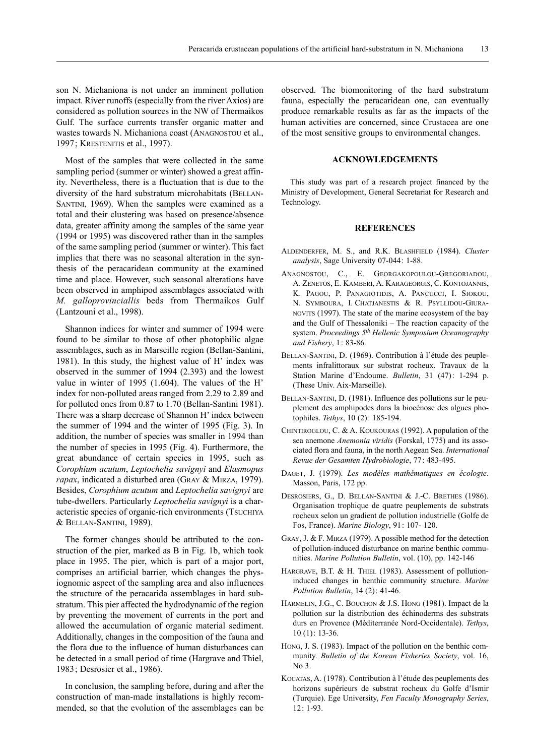son N. Michaniona is not under an imminent pollution impact. River runoffs (especially from the river Axios) are considered as pollution sources in the NW of Thermaikos Gulf. The surface currents transfer organic matter and wastes towards N. Michaniona coast (ANAGNOSTOU et al., 1997; KRESTENITIS et al., 1997).

Most of the samples that were collected in the same sampling period (summer or winter) showed a great affinity. Nevertheless, there is a fluctuation that is due to the diversity of the hard substratum microhabitats (BELLAN-SANTINI, 1969). When the samples were examined as a total and their clustering was based on presence/absence data, greater affinity among the samples of the same year (1994 or 1995) was discovered rather than in the samples of the same sampling period (summer or winter). This fact implies that there was no seasonal alteration in the synthesis of the peracaridean community at the examined time and place. However, such seasonal alterations have been observed in amphipod assemblages associated with *M. galloprovinciallis* beds from Thermaikos Gulf (Lantzouni et al., 1998).

Shannon indices for winter and summer of 1994 were found to be similar to those of other photophilic algae assemblages, such as in Marseille region (Bellan-Santini, 1981). In this study, the highest value of H' index was observed in the summer of 1994 (2.393) and the lowest value in winter of 1995 (1.604). The values of the H' index for non-polluted areas ranged from 2.29 to 2.89 and for polluted ones from 0.87 to 1.70 (Bellan-Santini 1981). There was a sharp decrease of Shannon H' index between the summer of 1994 and the winter of 1995 (Fig. 3). In addition, the number of species was smaller in 1994 than the number of species in 1995 (Fig. 4). Furthermore, the great abundance of certain species in 1995, such as *Corophium acutum*, *Leptochelia savignyi* and *Elasmopus rapax*, indicated a disturbed area (GRAY & MIRZA, 1979). Besides, *Corophium acutum* and *Leptochelia savignyi* are tube-dwellers. Particularly *Leptochelia savignyi* is a characteristic species of organic-rich environments (TSUCHIYA & BELLAN-SANTINI, 1989).

The former changes should be attributed to the construction of the pier, marked as B in Fig. 1b, which took place in 1995. The pier, which is part of a major port, comprises an artificial barrier, which changes the physiognomic aspect of the sampling area and also influences the structure of the peracarida assemblages in hard substratum. This pier affected the hydrodynamic of the region by preventing the movement of currents in the port and allowed the accumulation of organic material sediment. Additionally, changes in the composition of the fauna and the flora due to the influence of human disturbances can be detected in a small period of time (Hargrave and Thiel, 1983; Desrosier et al., 1986).

In conclusion, the sampling before, during and after the construction of man-made installations is highly recommended, so that the evolution of the assemblages can be observed. The biomonitoring of the hard substratum fauna, especially the peracaridean one, can eventually produce remarkable results as far as the impacts of the human activities are concerned, since Crustacea are one of the most sensitive groups to environmental changes.

## ACKNOWLEDGEMENTS

This study was part of a research project financed by the Ministry of Development, General Secretariat for Research and Technology.

## REFERENCES

ALDENDERFER, M. S., and R.K. BLASHFIELD (1984). *Cluster analysis*, Sage University 07-044: 1-88.

ANAGNOSTOU, C., E. GEORGAKOPOULOU-GREGORIADOU, A. ZENETOS, E. KAMBERI, A. KARAGEORGIS, C. KONTOJANNIS, K. PAGOU, P. PANAGIOTIDIS, A. PANCUCCI, I. SIOKOU, N. SYMBOURA, I. CHATJANESTIS & R. PSYLLIDOU-GIURANOVITS (1997). The state of the marine ecosystem of the bay and the Gulf of Thessaloniki – The reaction capacity of the system. *Proceedings 5th Hellenic Symposium Oceanography and Fishery*, 1: 83-86.

BELLAN-SANTINI, D. (1969). Contribution à l'étude des peuplements infralittoraux sur substrat rocheux. Travaux de la Station Marine d'Endoume. *Bulletin*, 31 (47): 1-294 p. (These Univ. Aix-Marseille).

BELLAN-SANTINI, D. (1981). Influence des pollutions sur le peuplement des amphipodes dans la biocénose des algues photophiles. *Tethys*, 10 (2): 185-194.

CHINTIROGLOU, C. & A. KOUKOURAS (1992). A population of the sea anemone *Anemonia viridis* (Forskal, 1775) and its associated flora and fauna, in the north Aegean Sea. *International Revue der Gesamten Hydrobiologie*, 77: 483-495.

DAGET, J. (1979). *Les modèles mathématiques en écologie*. Masson, Paris, 172 pp.

DESROSIERS, G., D. BELLAN-SANTINI & J.-C. BRETHES (1986). Organisation trophique de quatre peuplements de substrats rocheux selon un gradient de pollution industrielle (Golfe de Fos, France). *Marine Biology*, 91: 107- 120.

GRAY, J. & F. MIRZA (1979). A possible method for the detection of pollution-induced disturbance on marine benthic communities. *Marine Pollution Bulletin*, vol. (10), pp. 142-146

HARGRAVE, B.T. & H. THIEL (1983). Assessment of pollution-induced changes in benthic community structure. *Marine Pollution Bulletin*, 14 (2): 41-46.

HARMELIN, J.G., C. BOUCHON & J.S. HONG (1981). Impact de la pollution sur la distribution des échinoderms des substrats durs en Provence (Méditerranée Nord-Occidentale). *Tethys*, 10 (1): 13-36.

HONG, J. S. (1983). Impact of the pollution on the benthic community. *Bulletin of the Korean Fisheries Society*, vol. 16, No 3.

KOCATAS, A. (1978). Contribution à l'étude des peuplements des horizons supérieurs de substrat rocheux du Golfe d'Ismir (Turquie). Ege University, *Fen Faculty Monography Series*, 12: 1-93.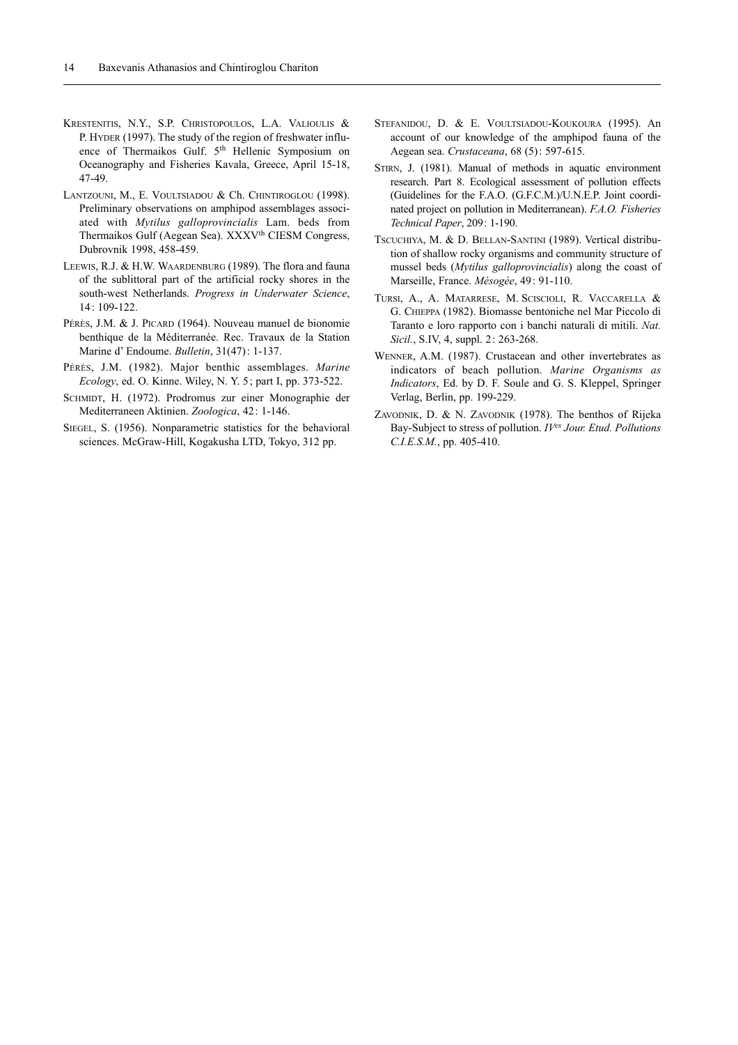KRESTENITIS, N.Y., S.P. CHRISTOPOULOS, L.A. VALIOULIS & P. HYDER (1997). The study of the region of freshwater influence of Thermaikos Gulf. 5th Hellenic Symposium on Oceanography and Fisheries Kavala, Greece, April 15-18, 47-49.

LANTZOUNI, M., E. VOULTSIADOU & Ch. CHINTIROGLOU (1998). Preliminary observations on amphipod assemblages associated with *Mytilus galloprovincialis* Lam. beds from Thermaikos Gulf (Aegean Sea). XXXVth CIESM Congress, Dubrovnik 1998, 458-459.

LEEWIS, R.J. & H.W. WAARDENBURG (1989). The flora and fauna of the sublittoral part of the artificial rocky shores in the south-west Netherlands. *Progress in Underwater Science*, 14 : 109-122.

PÉRÈS, J.M. & J. PICARD (1964). Nouveau manuel de bionomie benthique de la Méditerranée. Rec. Travaux de la Station Marine d' Endoume. *Bulletin*, 31(47) : 1-137.

PÉRÈS, J.M. (1982). Major benthic assemblages. *Marine Ecology*, ed. O. Kinne. Wiley, N. Y. 5 ; part I, pp. 373-522.

SCHMIDT, H. (1972). Prodromus zur einer Monographie der Mediterraneen Aktinien. *Zoologica*, 42 : 1-146.

SIEGEL, S. (1956). Nonparametric statistics for the behavioral sciences. McGraw-Hill, Kogakusha LTD, Tokyo, 312 pp.

STEFANIDOU, D. & E. VOULTSIADOU-KOUKOURA (1995). An account of our knowledge of the amphipod fauna of the Aegean sea. *Crustaceana*, 68 (5) : 597-615.

STIRN, J. (1981). Manual of methods in aquatic environment research. Part 8. Ecological assessment of pollution effects (Guidelines for the F.A.O. (G.F.C.M.)/U.N.E.P. Joint coordinated project on pollution in Mediterranean). *F.A.O. Fisheries Technical Paper*, 209 : 1-190.

TSCUCHIYA, M. & D. BELLAN-SANTINI (1989). Vertical distribution of shallow rocky organisms and community structure of mussel beds (*Mytilus galloprovincialis*) along the coast of Marseille, France. *Mésogée*, 49 : 91-110.

TURSI, A., A. MATARRESE, M. SCISCIOLI, R. VACCARELLA & G. CHIEPPA (1982). Biomasse bentoniche nel Mar Piccolo di Taranto e loro rapporto con i banchi naturali di mitili. *Nat. Sicil.*, S.IV, 4, suppl. 2 : 263-268.

WENNER, A.M. (1987). Crustacean and other invertebrates as indicators of beach pollution. *Marine Organisms as Indicators*, Ed. by D. F. Soule and G. S. Kleppel, Springer Verlag, Berlin, pp. 199-229.

ZAVODNIK, D. & N. ZAVODNIK (1978). The benthos of Rijeka Bay-Subject to stress of pollution. *IVes Jour. Etud. Pollutions C.I.E.S.M.*, pp. 405-410.